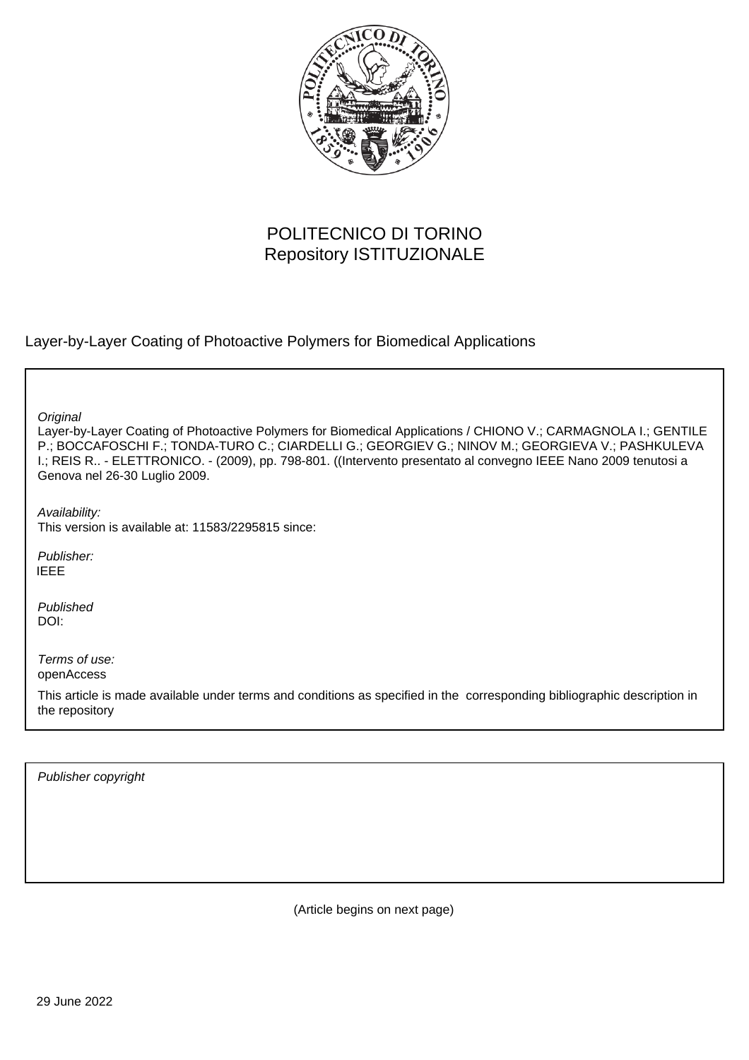POLITECNICO DI TORINO
Repository ISTITUZIONALE

Layer-by-Layer Coating of Photoactive Polymers for Biomedical Applications

*Original*
Layer-by-Layer Coating of Photoactive Polymers for Biomedical Applications / CHIONO V.; CARMAGNOLA I.; GENTILE P.; BOCCAFOSCHI F.; TONDA-TURO C.; CIARDELLI G.; GEORGIEV G.; NINOV M.; GEORGIEVA V.; PASHKULEVA I.; REIS R.. - ELETTRONICO. - (2009), pp. 798-801. ((Intervento presentato al convegno IEEE Nano 2009 tenutosi a Genova nel 26-30 Luglio 2009.

*Availability:*
This version is available at: 11583/2295815 since:

*Publisher:*
IEEE

*Published*
DOI:

*Terms of use:*
openAccess

This article is made available under terms and conditions as specified in the corresponding bibliographic description in the repository

*Publisher copyright*

(Article begins on next page)

29 June 2022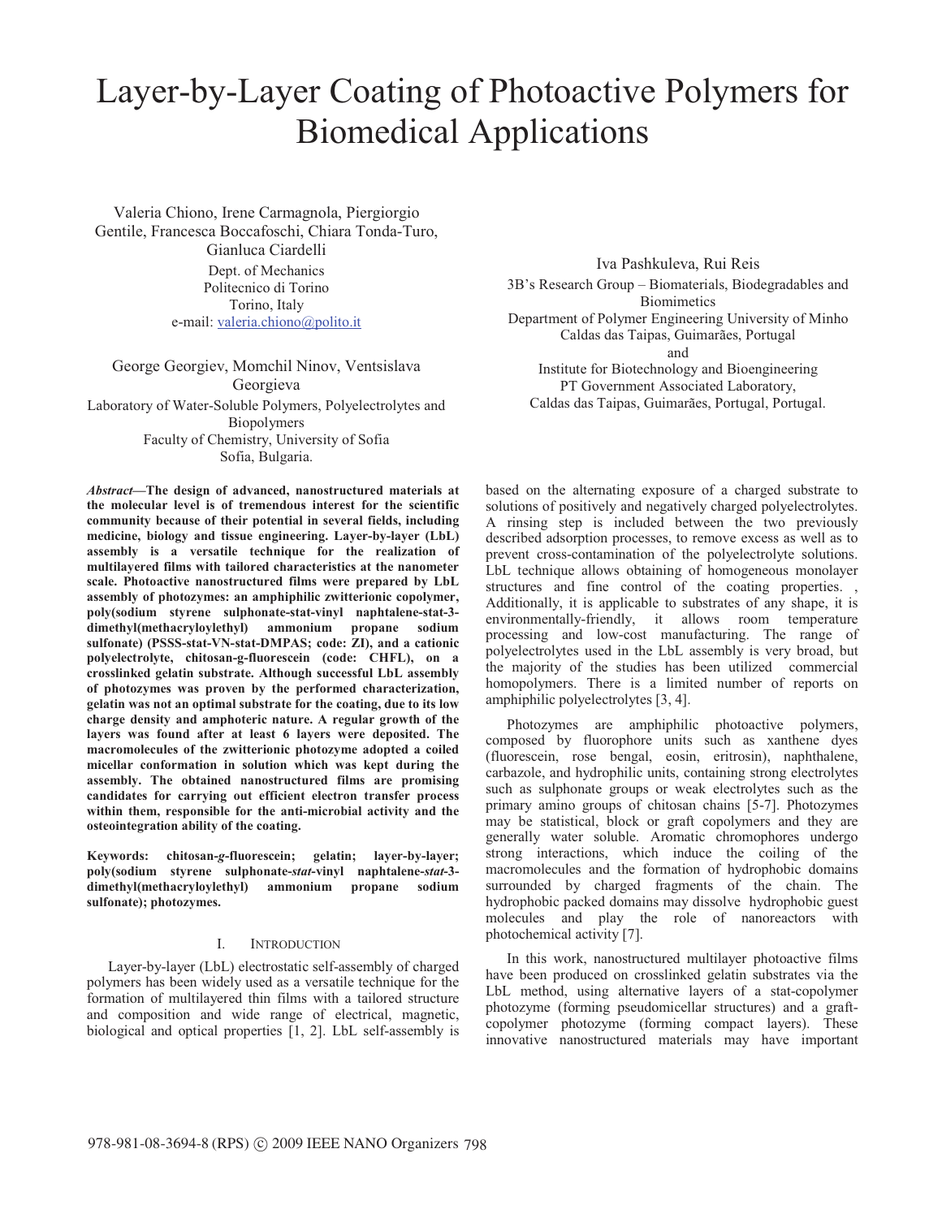# Layer-by-Layer Coating of Photoactive Polymers for Biomedical Applications

Valeria Chiono, Irene Carmagnola, Piergiorgio Gentile, Francesca Boccafoschi, Chiara Tonda-Turo, Gianluca Ciardelli
Dept. of Mechanics
Politecnico di Torino
Torino, Italy
e-mail: valeria.chiono@polito.it

George Georgiev, Momchil Ninov, Ventsislava Georgieva
Laboratory of Water-Soluble Polymers, Polyelectrolytes and Biopolymers
Faculty of Chemistry, University of Sofia
Sofia, Bulgaria.

Iva Pashkuleva, Rui Reis
3B's Research Group – Biomaterials, Biodegradables and Biomimetics
Department of Polymer Engineering University of Minho
Caldas das Taipas, Guimarães, Portugal
and
Institute for Biotechnology and Bioengineering
PT Government Associated Laboratory,
Caldas das Taipas, Guimarães, Portugal, Portugal.

***Abstract*—The design of advanced, nanostructured materials at the molecular level is of tremendous interest for the scientific community because of their potential in several fields, including medicine, biology and tissue engineering. Layer-by-layer (LbL) assembly is a versatile technique for the realization of multilayered films with tailored characteristics at the nanometer scale. Photoactive nanostructured films were prepared by LbL assembly of photozymes: an amphiphilic zwitterionic copolymer, poly(sodium styrene sulphonate-stat-vinyl naphtalene-stat-3-dimethyl(methacryloylethyl) ammonium propane sodium sulfonate) (PSSS-stat-VN-stat-DMPAS; code: ZI), and a cationic polyelectrolyte, chitosan-g-fluorescein (code: CHFL), on a crosslinked gelatin substrate. Although successful LbL assembly of photozymes was proven by the performed characterization, gelatin was not an optimal substrate for the coating, due to its low charge density and amphoteric nature. A regular growth of the layers was found after at least 6 layers were deposited. The macromolecules of the zwitterionic photozyme adopted a coiled micellar conformation in solution which was kept during the assembly. The obtained nanostructured films are promising candidates for carrying out efficient electron transfer process within them, responsible for the anti-microbial activity and the osteointegration ability of the coating.**

**Keywords: chitosan-*g*-fluorescein; gelatin; layer-by-layer; poly(sodium styrene sulphonate-*stat*-vinyl naphtalene-*stat*-3-dimethyl(methacryloylethyl) ammonium propane sodium sulfonate); photozymes.**

## I. Introduction

Layer-by-layer (LbL) electrostatic self-assembly of charged polymers has been widely used as a versatile technique for the formation of multilayered thin films with a tailored structure and composition and wide range of electrical, magnetic, biological and optical properties [1, 2]. LbL self-assembly is based on the alternating exposure of a charged substrate to solutions of positively and negatively charged polyelectrolytes. A rinsing step is included between the two previously described adsorption processes, to remove excess as well as to prevent cross-contamination of the polyelectrolyte solutions. LbL technique allows obtaining of homogeneous monolayer structures and fine control of the coating properties. , Additionally, it is applicable to substrates of any shape, it is environmentally-friendly, it allows room temperature processing and low-cost manufacturing. The range of polyelectrolytes used in the LbL assembly is very broad, but the majority of the studies has been utilized commercial homopolymers. There is a limited number of reports on amphiphilic polyelectrolytes [3, 4].

Photozymes are amphiphilic photoactive polymers, composed by fluorophore units such as xanthene dyes (fluorescein, rose bengal, eosin, eritrosin), naphthalene, carbazole, and hydrophilic units, containing strong electrolytes such as sulphonate groups or weak electrolytes such as the primary amino groups of chitosan chains [5-7]. Photozymes may be statistical, block or graft copolymers and they are generally water soluble. Aromatic chromophores undergo strong interactions, which induce the coiling of the macromolecules and the formation of hydrophobic domains surrounded by charged fragments of the chain. The hydrophobic packed domains may dissolve hydrophobic guest molecules and play the role of nanoreactors with photochemical activity [7].

In this work, nanostructured multilayer photoactive films have been produced on crosslinked gelatin substrates via the LbL method, using alternative layers of a stat-copolymer photozyme (forming pseudomicellar structures) and a graft-copolymer photozyme (forming compact layers). These innovative nanostructured materials may have important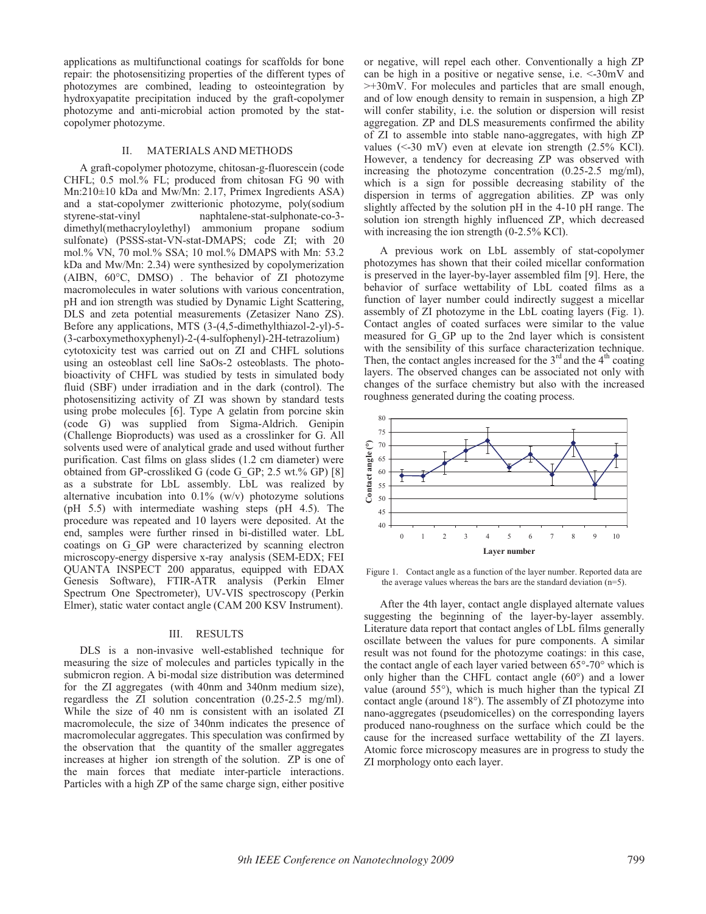applications as multifunctional coatings for scaffolds for bone repair: the photosensitizing properties of the different types of photozymes are combined, leading to osteointegration by hydroxyapatite precipitation induced by the graft-copolymer photozyme and anti-microbial action promoted by the stat-copolymer photozyme.

## II. MATERIALS AND METHODS

A graft-copolymer photozyme, chitosan-g-fluorescein (code CHFL; 0.5 mol.% FL; produced from chitosan FG 90 with Mn:210±10 kDa and Mw/Mn: 2.17, Primex Ingredients ASA) and a stat-copolymer zwitterionic photozyme, poly(sodium styrene-stat-vinyl naphtalene-stat-sulphonate-co-3-dimethyl(methacryloylethyl) ammonium propane sodium sulfonate) (PSSS-stat-VN-stat-DMAPS; code ZI; with 20 mol.% VN, 70 mol.% SSA; 10 mol.% DMAPS with Mn: 53.2 kDa and Mw/Mn: 2.34) were synthesized by copolymerization (AIBN, 60°C, DMSO) . The behavior of ZI photozyme macromolecules in water solutions with various concentration, pH and ion strength was studied by Dynamic Light Scattering, DLS and zeta potential measurements (Zetasizer Nano ZS). Before any applications, MTS (3-(4,5-dimethylthiazol-2-yl)-5-(3-carboxymethoxyphenyl)-2-(4-sulfophenyl)-2H-tetrazolium) cytotoxicity test was carried out on ZI and CHFL solutions using an osteoblast cell line SaOs-2 osteoblasts. The photo-bioactivity of CHFL was studied by tests in simulated body fluid (SBF) under irradiation and in the dark (control). The photosensitizing activity of ZI was shown by standard tests using probe molecules [6]. Type A gelatin from porcine skin (code G) was supplied from Sigma-Aldrich. Genipin (Challenge Bioproducts) was used as a crosslinker for G. All solvents used were of analytical grade and used without further purification. Cast films on glass slides (1.2 cm diameter) were obtained from GP-crossliked G (code G_GP; 2.5 wt.% GP) [8] as a substrate for LbL assembly. LbL was realized by alternative incubation into 0.1% (w/v) photozyme solutions (pH 5.5) with intermediate washing steps (pH 4.5). The procedure was repeated and 10 layers were deposited. At the end, samples were further rinsed in bi-distilled water. LbL coatings on G_GP were characterized by scanning electron microscopy-energy dispersive x-ray analysis (SEM-EDX; FEI QUANTA INSPECT 200 apparatus, equipped with EDAX Genesis Software), FTIR-ATR analysis (Perkin Elmer Spectrum One Spectrometer), UV-VIS spectroscopy (Perkin Elmer), static water contact angle (CAM 200 KSV Instrument).

## III. RESULTS

DLS is a non-invasive well-established technique for measuring the size of molecules and particles typically in the submicron region. A bi-modal size distribution was determined for the ZI aggregates (with 40nm and 340nm medium size), regardless the ZI solution concentration (0.25-2.5 mg/ml). While the size of 40 nm is consistent with an isolated ZI macromolecule, the size of 340nm indicates the presence of macromolecular aggregates. This speculation was confirmed by the observation that the quantity of the smaller aggregates increases at higher ion strength of the solution. ZP is one of the main forces that mediate inter-particle interactions. Particles with a high ZP of the same charge sign, either positive or negative, will repel each other. Conventionally a high ZP can be high in a positive or negative sense, i.e. <-30mV and >+30mV. For molecules and particles that are small enough, and of low enough density to remain in suspension, a high ZP will confer stability, i.e. the solution or dispersion will resist aggregation. ZP and DLS measurements confirmed the ability of ZI to assemble into stable nano-aggregates, with high ZP values (<-30 mV) even at elevate ion strength (2.5% KCl). However, a tendency for decreasing ZP was observed with increasing the photozyme concentration (0.25-2.5 mg/ml), which is a sign for possible decreasing stability of the dispersion in terms of aggregation abilities. ZP was only slightly affected by the solution pH in the 4-10 pH range. The solution ion strength highly influenced ZP, which decreased with increasing the ion strength (0-2.5% KCl).

A previous work on LbL assembly of stat-copolymer photozymes has shown that their coiled micellar conformation is preserved in the layer-by-layer assembled film [9]. Here, the behavior of surface wettability of LbL coated films as a function of layer number could indirectly suggest a micellar assembly of ZI photozyme in the LbL coating layers (Fig. 1). Contact angles of coated surfaces were similar to the value measured for G_GP up to the 2nd layer which is consistent with the sensibility of this surface characterization technique. Then, the contact angles increased for the 3[rd] and the 4[th] coating layers. The observed changes can be associated not only with changes of the surface chemistry but also with the increased roughness generated during the coating process.

Figure 1. Contact angle as a function of the layer number. Reported data are the average values whereas the bars are the standard deviation (n=5).

After the 4th layer, contact angle displayed alternate values suggesting the beginning of the layer-by-layer assembly. Literature data report that contact angles of LbL films generally oscillate between the values for pure components. A similar result was not found for the photozyme coatings: in this case, the contact angle of each layer varied between 65°-70° which is only higher than the CHFL contact angle (60°) and a lower value (around 55°), which is much higher than the typical ZI contact angle (around 18°). The assembly of ZI photozyme into nano-aggregates (pseudomicelles) on the corresponding layers produced nano-roughness on the surface which could be the cause for the increased surface wettability of the ZI layers. Atomic force microscopy measures are in progress to study the ZI morphology onto each layer.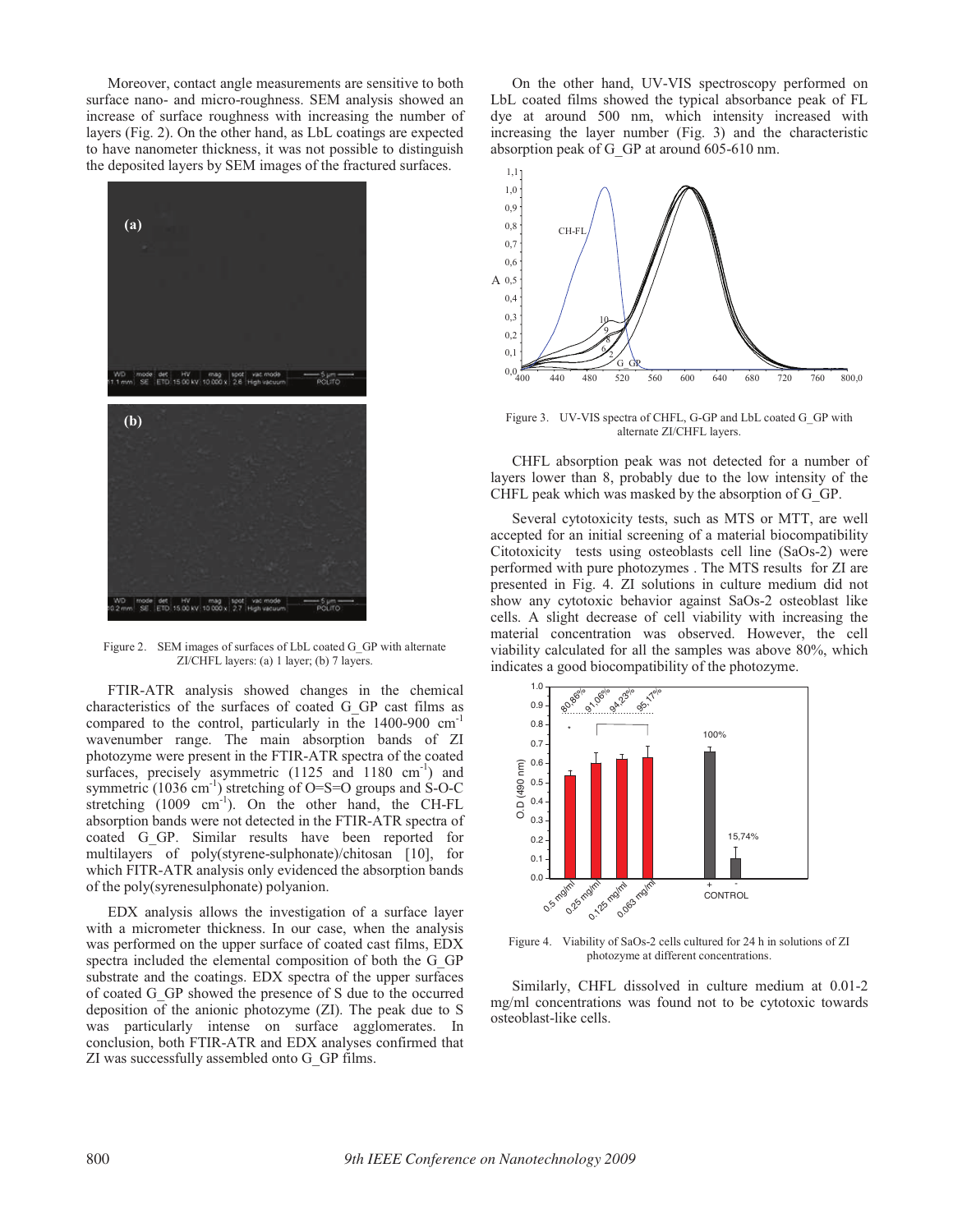Moreover, contact angle measurements are sensitive to both surface nano- and micro-roughness. SEM analysis showed an increase of surface roughness with increasing the number of layers (Fig. 2). On the other hand, as LbL coatings are expected to have nanometer thickness, it was not possible to distinguish the deposited layers by SEM images of the fractured surfaces.

Figure 2. SEM images of surfaces of LbL coated G_GP with alternate ZI/CHFL layers: (a) 1 layer; (b) 7 layers.

FTIR-ATR analysis showed changes in the chemical characteristics of the surfaces of coated G_GP cast films as compared to the control, particularly in the 1400-900 $cm^{-1}$ wavenumber range. The main absorption bands of ZI photozyme were present in the FTIR-ATR spectra of the coated surfaces, precisely asymmetric (1125 and 1180 $cm^{-1}$) and symmetric (1036 $cm^{-1}$) stretching of O=S=O groups and S-O-C stretching (1009 $cm^{-1}$). On the other hand, the CH-FL absorption bands were not detected in the FTIR-ATR spectra of coated G_GP. Similar results have been reported for multilayers of poly(styrene-sulphonate)/chitosan [10], for which FITR-ATR analysis only evidenced the absorption bands of the poly(syrenesulphonate) polyanion.

EDX analysis allows the investigation of a surface layer with a micrometer thickness. In our case, when the analysis was performed on the upper surface of coated cast films, EDX spectra included the elemental composition of both the G_GP substrate and the coatings. EDX spectra of the upper surfaces of coated G_GP showed the presence of S due to the occurred deposition of the anionic photozyme (ZI). The peak due to S was particularly intense on surface agglomerates. In conclusion, both FTIR-ATR and EDX analyses confirmed that ZI was successfully assembled onto G_GP films.

On the other hand, UV-VIS spectroscopy performed on LbL coated films showed the typical absorbance peak of FL dye at around 500 nm, which intensity increased with increasing the layer number (Fig. 3) and the characteristic absorption peak of G_GP at around 605-610 nm.

Figure 3. UV-VIS spectra of CHFL, G-GP and LbL coated G_GP with alternate ZI/CHFL layers.

CHFL absorption peak was not detected for a number of layers lower than 8, probably due to the low intensity of the CHFL peak which was masked by the absorption of G_GP.

Several cytotoxicity tests, such as MTS or MTT, are well accepted for an initial screening of a material biocompatibility Citotoxicity tests using osteoblasts cell line (SaOs-2) were performed with pure photozymes . The MTS results for ZI are presented in Fig. 4. ZI solutions in culture medium did not show any cytotoxic behavior against SaOs-2 osteoblast like cells. A slight decrease of cell viability with increasing the material concentration was observed. However, the cell viability calculated for all the samples was above 80%, which indicates a good biocompatibility of the photozyme.

Figure 4. Viability of SaOs-2 cells cultured for 24 h in solutions of ZI photozyme at different concentrations.

Similarly, CHFL dissolved in culture medium at 0.01-2 mg/ml concentrations was found not to be cytotoxic towards osteoblast-like cells.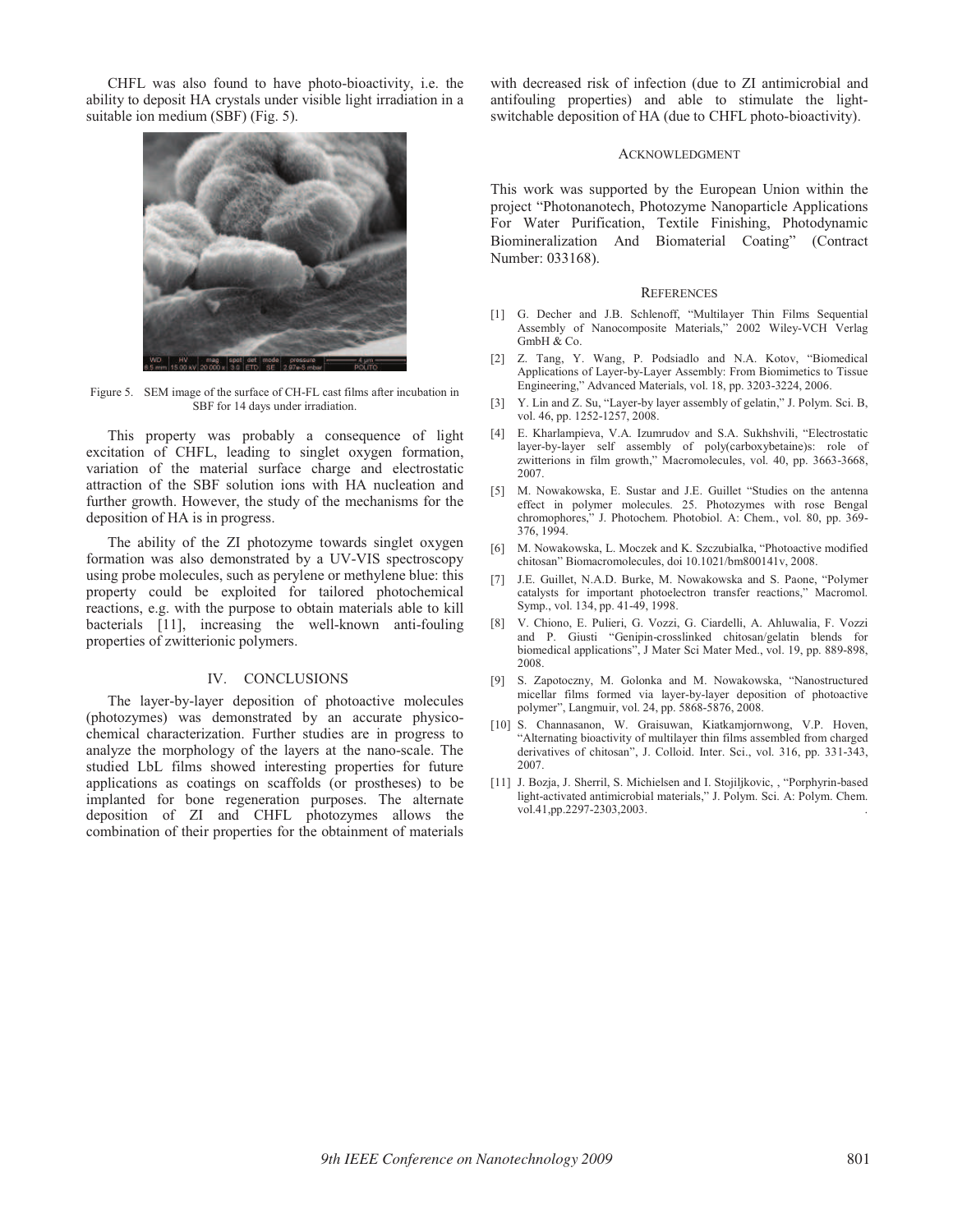CHFL was also found to have photo-bioactivity, i.e. the ability to deposit HA crystals under visible light irradiation in a suitable ion medium (SBF) (Fig. 5).

Figure 5. SEM image of the surface of CH-FL cast films after incubation in SBF for 14 days under irradiation.

This property was probably a consequence of light excitation of CHFL, leading to singlet oxygen formation, variation of the material surface charge and electrostatic attraction of the SBF solution ions with HA nucleation and further growth. However, the study of the mechanisms for the deposition of HA is in progress.

The ability of the ZI photozyme towards singlet oxygen formation was also demonstrated by a UV-VIS spectroscopy using probe molecules, such as perylene or methylene blue: this property could be exploited for tailored photochemical reactions, e.g. with the purpose to obtain materials able to kill bacterials [11], increasing the well-known anti-fouling properties of zwitterionic polymers.

## IV. CONCLUSIONS

The layer-by-layer deposition of photoactive molecules (photozymes) was demonstrated by an accurate physico-chemical characterization. Further studies are in progress to analyze the morphology of the layers at the nano-scale. The studied LbL films showed interesting properties for future applications as coatings on scaffolds (or prostheses) to be implanted for bone regeneration purposes. The alternate deposition of ZI and CHFL photozymes allows the combination of their properties for the obtainment of materials with decreased risk of infection (due to ZI antimicrobial and antifouling properties) and able to stimulate the light-switchable deposition of HA (due to CHFL photo-bioactivity).

## ACKNOWLEDGMENT

This work was supported by the European Union within the project "Photonanotech, Photozyme Nanoparticle Applications For Water Purification, Textile Finishing, Photodynamic Biomineralization And Biomaterial Coating" (Contract Number: 033168).

## REFERENCES

[1] G. Decher and J.B. Schlenoff, "Multilayer Thin Films Sequential Assembly of Nanocomposite Materials," 2002 Wiley-VCH Verlag GmbH & Co.

[2] Z. Tang, Y. Wang, P. Podsiadlo and N.A. Kotov, "Biomedical Applications of Layer-by-Layer Assembly: From Biomimetics to Tissue Engineering," Advanced Materials, vol. 18, pp. 3203-3224, 2006.

[3] Y. Lin and Z. Su, "Layer-by layer assembly of gelatin," J. Polym. Sci. B, vol. 46, pp. 1252-1257, 2008.

[4] E. Kharlampieva, V.A. Izumrudov and S.A. Sukhshvili, "Electrostatic layer-by-layer self assembly of poly(carboxybetaine)s: role of zwitterions in film growth," Macromolecules, vol. 40, pp. 3663-3668, 2007.

[5] M. Nowakowska, E. Sustar and J.E. Guillet "Studies on the antenna effect in polymer molecules. 25. Photozymes with rose Bengal chromophores," J. Photochem. Photobiol. A: Chem., vol. 80, pp. 369-376, 1994.

[6] M. Nowakowska, L. Moczek and K. Szczubialka, "Photoactive modified chitosan" Biomacromolecules, doi 10.1021/bm800141v, 2008.

[7] J.E. Guillet, N.A.D. Burke, M. Nowakowska and S. Paone, "Polymer catalysts for important photoelectron transfer reactions," Macromol. Symp., vol. 134, pp. 41-49, 1998.

[8] V. Chiono, E. Pulieri, G. Vozzi, G. Ciardelli, A. Ahluwalia, F. Vozzi and P. Giusti "Genipin-crosslinked chitosan/gelatin blends for biomedical applications", J Mater Sci Mater Med., vol. 19, pp. 889-898, 2008.

[9] S. Zapotoczny, M. Golonka and M. Nowakowska, "Nanostructured micellar films formed via layer-by-layer deposition of photoactive polymer", Langmuir, vol. 24, pp. 5868-5876, 2008.

[10] S. Channasanon, W. Graisuwan, Kiatkamjornwong, V.P. Hoven, "Alternating bioactivity of multilayer thin films assembled from charged derivatives of chitosan", J. Colloid. Inter. Sci., vol. 316, pp. 331-343, 2007.

[11] J. Bozja, J. Sherril, S. Michielsen and I. Stojiljkovic, , "Porphyrin-based light-activated antimicrobial materials," J. Polym. Sci. A: Polym. Chem. vol.41,pp.2297-2303,2003.